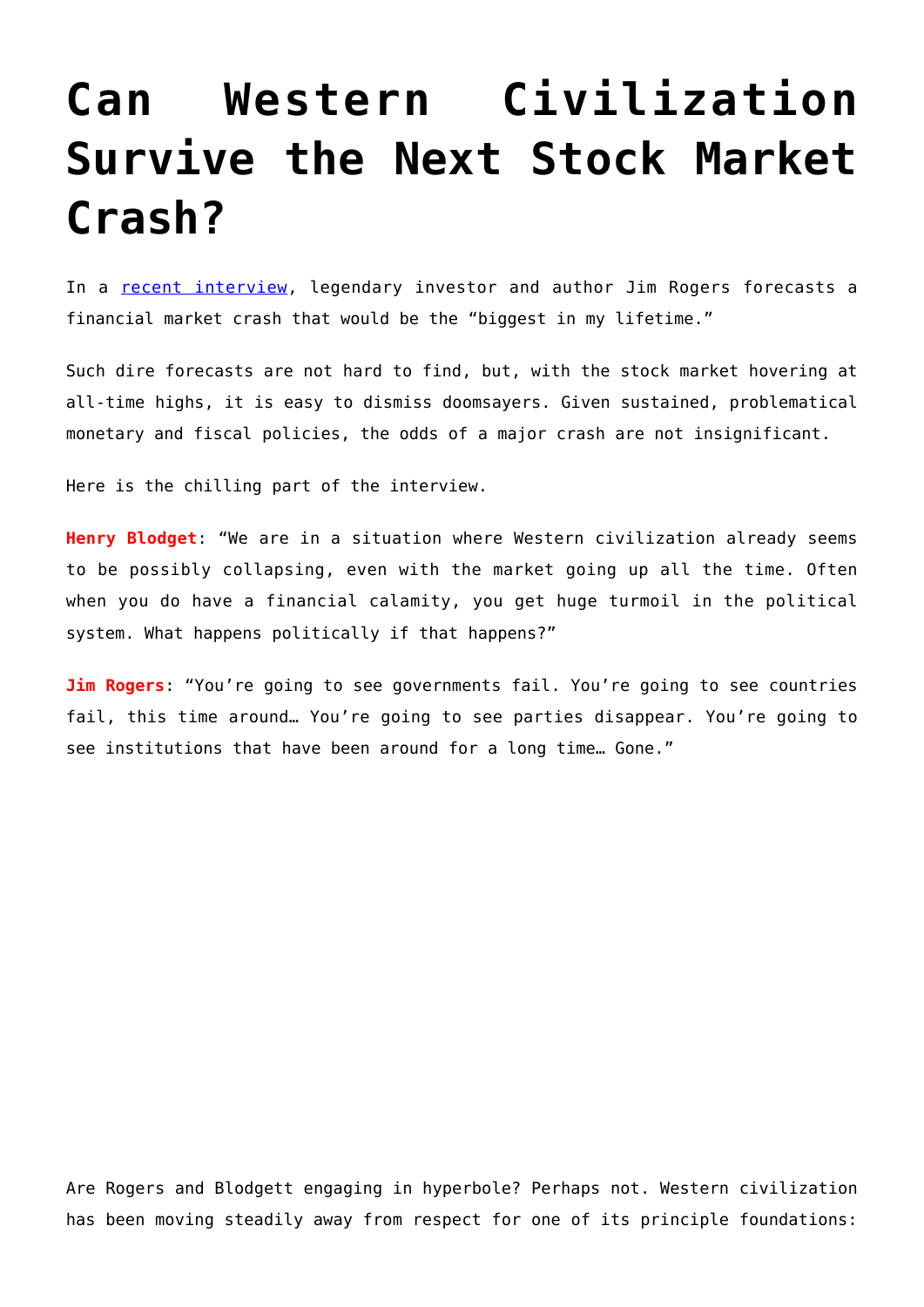# Can Western Civilization Survive the Next Stock Market Crash?

In a [recent interview](), legendary investor and author Jim Rogers forecasts a financial market crash that would be the "biggest in my lifetime."

Such dire forecasts are not hard to find, but, with the stock market hovering at all-time highs, it is easy to dismiss doomsayers. Given sustained, problematical monetary and fiscal policies, the odds of a major crash are not insignificant.

Here is the chilling part of the interview.

**Henry Blodget**: "We are in a situation where Western civilization already seems to be possibly collapsing, even with the market going up all the time. Often when you do have a financial calamity, you get huge turmoil in the political system. What happens politically if that happens?"

**Jim Rogers**: "You're going to see governments fail. You're going to see countries fail, this time around… You're going to see parties disappear. You're going to see institutions that have been around for a long time… Gone."

Are Rogers and Blodgett engaging in hyperbole? Perhaps not. Western civilization has been moving steadily away from respect for one of its principle foundations: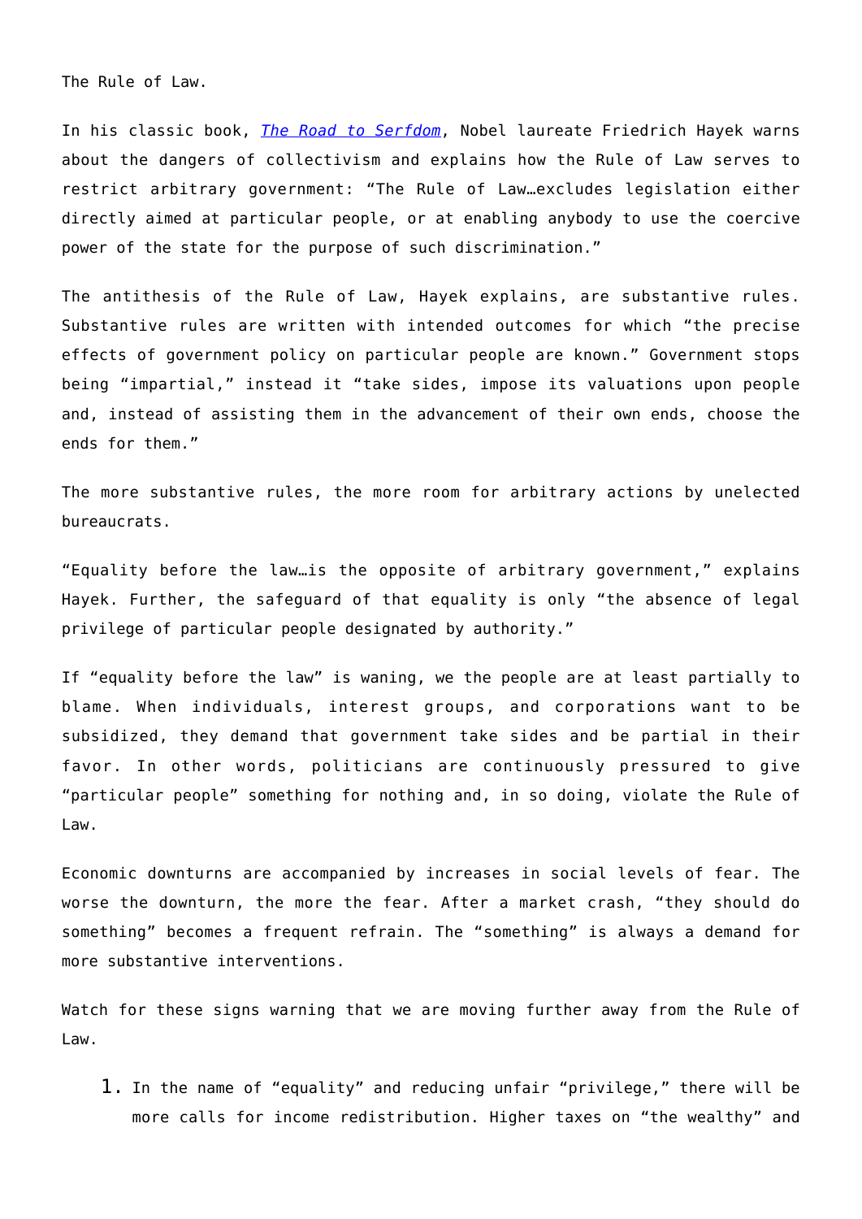The Rule of Law.

In his classic book, [*The Road to Serfdom*](), Nobel laureate Friedrich Hayek warns about the dangers of collectivism and explains how the Rule of Law serves to restrict arbitrary government: "The Rule of Law…excludes legislation either directly aimed at particular people, or at enabling anybody to use the coercive power of the state for the purpose of such discrimination."

The antithesis of the Rule of Law, Hayek explains, are substantive rules. Substantive rules are written with intended outcomes for which "the precise effects of government policy on particular people are known." Government stops being "impartial," instead it "take sides, impose its valuations upon people and, instead of assisting them in the advancement of their own ends, choose the ends for them."

The more substantive rules, the more room for arbitrary actions by unelected bureaucrats.

"Equality before the law…is the opposite of arbitrary government," explains Hayek. Further, the safeguard of that equality is only "the absence of legal privilege of particular people designated by authority."

If "equality before the law" is waning, we the people are at least partially to blame. When individuals, interest groups, and corporations want to be subsidized, they demand that government take sides and be partial in their favor. In other words, politicians are continuously pressured to give "particular people" something for nothing and, in so doing, violate the Rule of Law.

Economic downturns are accompanied by increases in social levels of fear. The worse the downturn, the more the fear. After a market crash, "they should do something" becomes a frequent refrain. The "something" is always a demand for more substantive interventions.

Watch for these signs warning that we are moving further away from the Rule of Law.

1. In the name of "equality" and reducing unfair "privilege," there will be more calls for income redistribution. Higher taxes on "the wealthy" and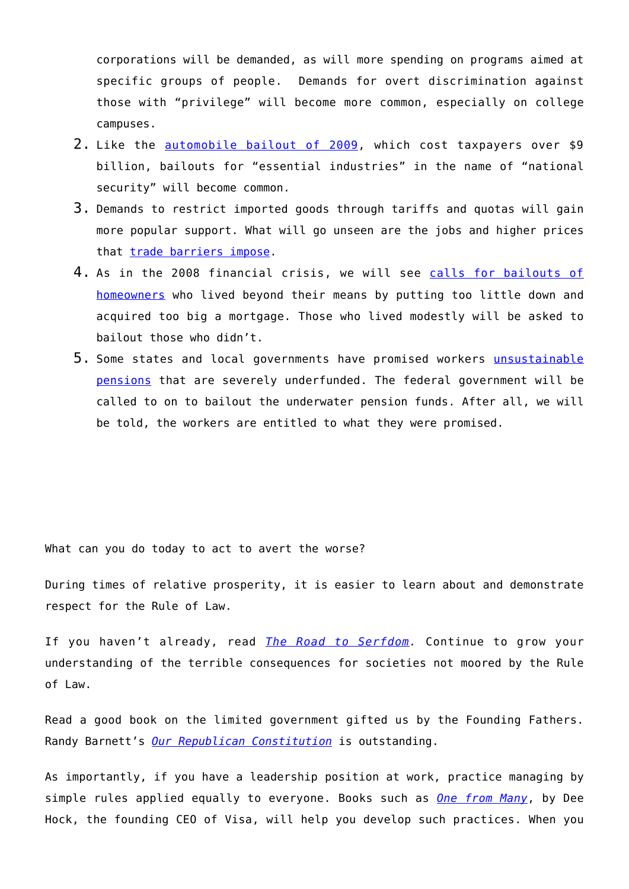corporations will be demanded, as will more spending on programs aimed at specific groups of people. Demands for overt discrimination against those with "privilege" will become more common, especially on college campuses.

2. Like the automobile bailout of 2009, which cost taxpayers over $9 billion, bailouts for "essential industries" in the name of "national security" will become common.
3. Demands to restrict imported goods through tariffs and quotas will gain more popular support. What will go unseen are the jobs and higher prices that trade barriers impose.
4. As in the 2008 financial crisis, we will see calls for bailouts of homeowners who lived beyond their means by putting too little down and acquired too big a mortgage. Those who lived modestly will be asked to bailout those who didn't.
5. Some states and local governments have promised workers unsustainable pensions that are severely underfunded. The federal government will be called to on to bailout the underwater pension funds. After all, we will be told, the workers are entitled to what they were promised.

What can you do today to act to avert the worse?

During times of relative prosperity, it is easier to learn about and demonstrate respect for the Rule of Law.

If you haven't already, read *The Road to Serfdom.* Continue to grow your understanding of the terrible consequences for societies not moored by the Rule of Law.

Read a good book on the limited government gifted us by the Founding Fathers. Randy Barnett's *Our Republican Constitution* is outstanding.

As importantly, if you have a leadership position at work, practice managing by simple rules applied equally to everyone. Books such as *One from Many*, by Dee Hock, the founding CEO of Visa, will help you develop such practices. When you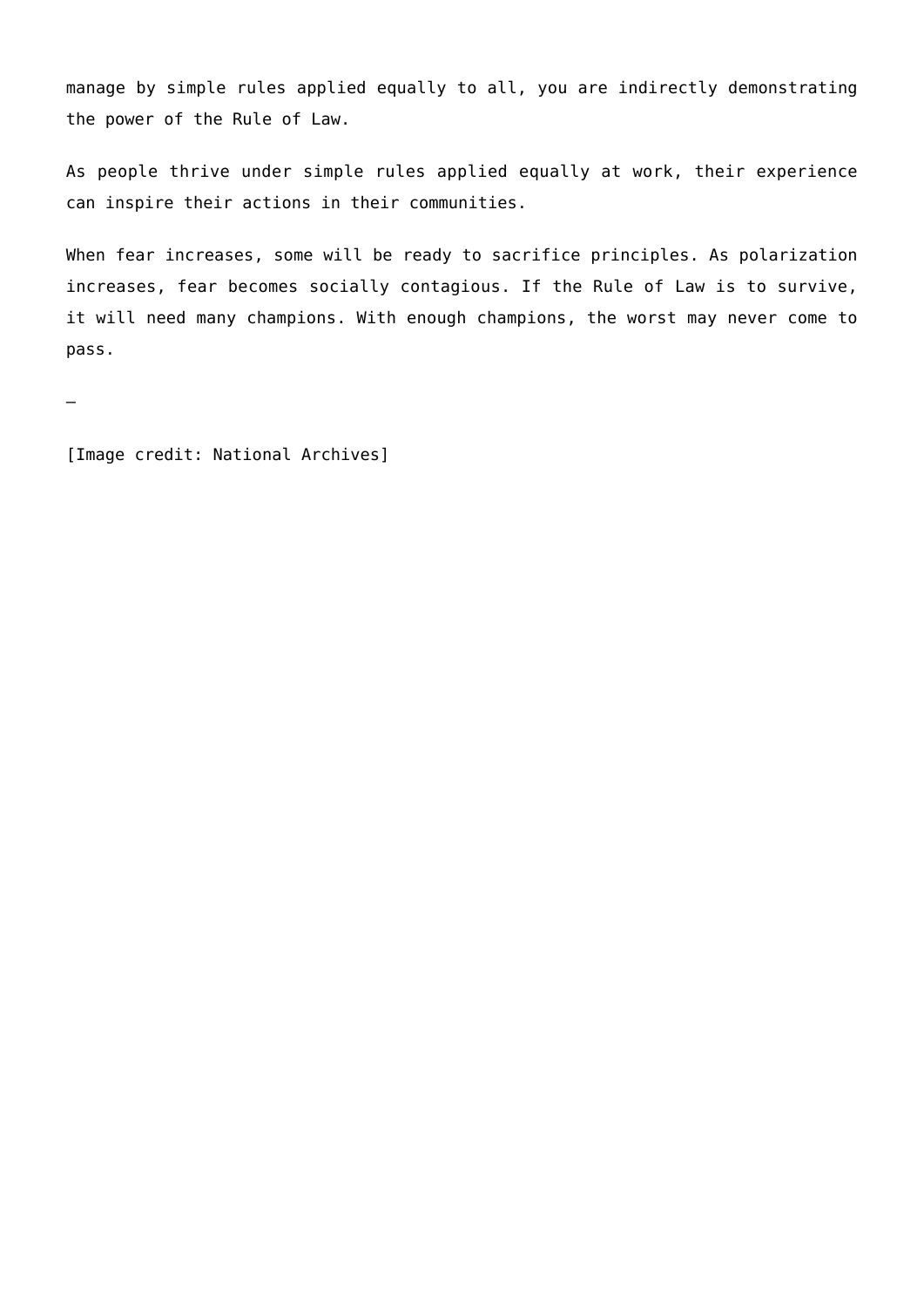manage by simple rules applied equally to all, you are indirectly demonstrating the power of the Rule of Law.

As people thrive under simple rules applied equally at work, their experience can inspire their actions in their communities.

When fear increases, some will be ready to sacrifice principles. As polarization increases, fear becomes socially contagious. If the Rule of Law is to survive, it will need many champions. With enough champions, the worst may never come to pass.

—

[Image credit: National Archives]